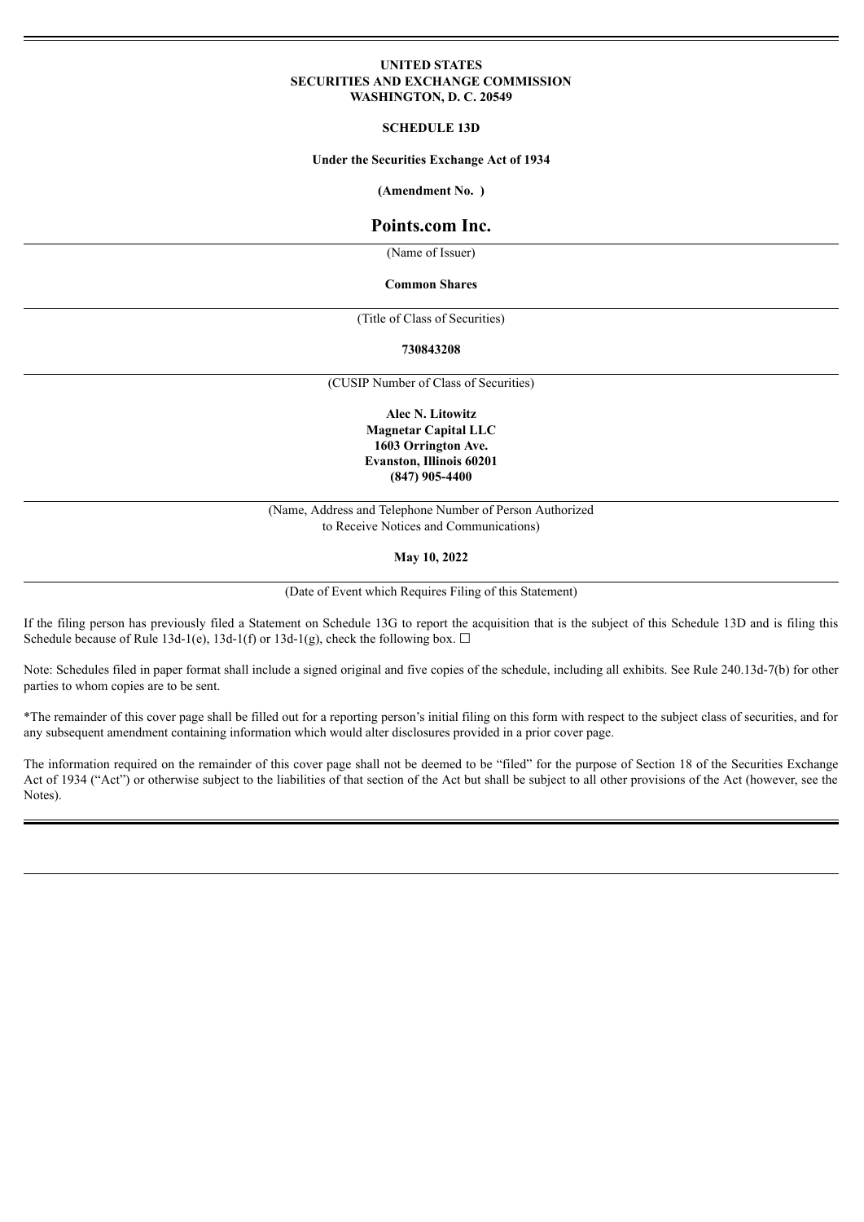**UNITED STATES**
**SECURITIES AND EXCHANGE COMMISSION**
**WASHINGTON, D. C. 20549**

**SCHEDULE 13D**

**Under the Securities Exchange Act of 1934**

**(Amendment No. )**

# Points.com Inc.

(Name of Issuer)

**Common Shares**

(Title of Class of Securities)

**730843208**

(CUSIP Number of Class of Securities)

**Alec N. Litowitz**
**Magnetar Capital LLC**
**1603 Orrington Ave.**
**Evanston, Illinois 60201**
**(847) 905-4400**

(Name, Address and Telephone Number of Person Authorized to Receive Notices and Communications)

**May 10, 2022**

(Date of Event which Requires Filing of this Statement)

If the filing person has previously filed a Statement on Schedule 13G to report the acquisition that is the subject of this Schedule 13D and is filing this Schedule because of Rule 13d-1(e), 13d-1(f) or 13d-1(g), check the following box. ☐

Note: Schedules filed in paper format shall include a signed original and five copies of the schedule, including all exhibits. See Rule 240.13d-7(b) for other parties to whom copies are to be sent.

*The remainder of this cover page shall be filled out for a reporting person's initial filing on this form with respect to the subject class of securities, and for any subsequent amendment containing information which would alter disclosures provided in a prior cover page.

The information required on the remainder of this cover page shall not be deemed to be "filed" for the purpose of Section 18 of the Securities Exchange Act of 1934 ("Act") or otherwise subject to the liabilities of that section of the Act but shall be subject to all other provisions of the Act (however, see the Notes).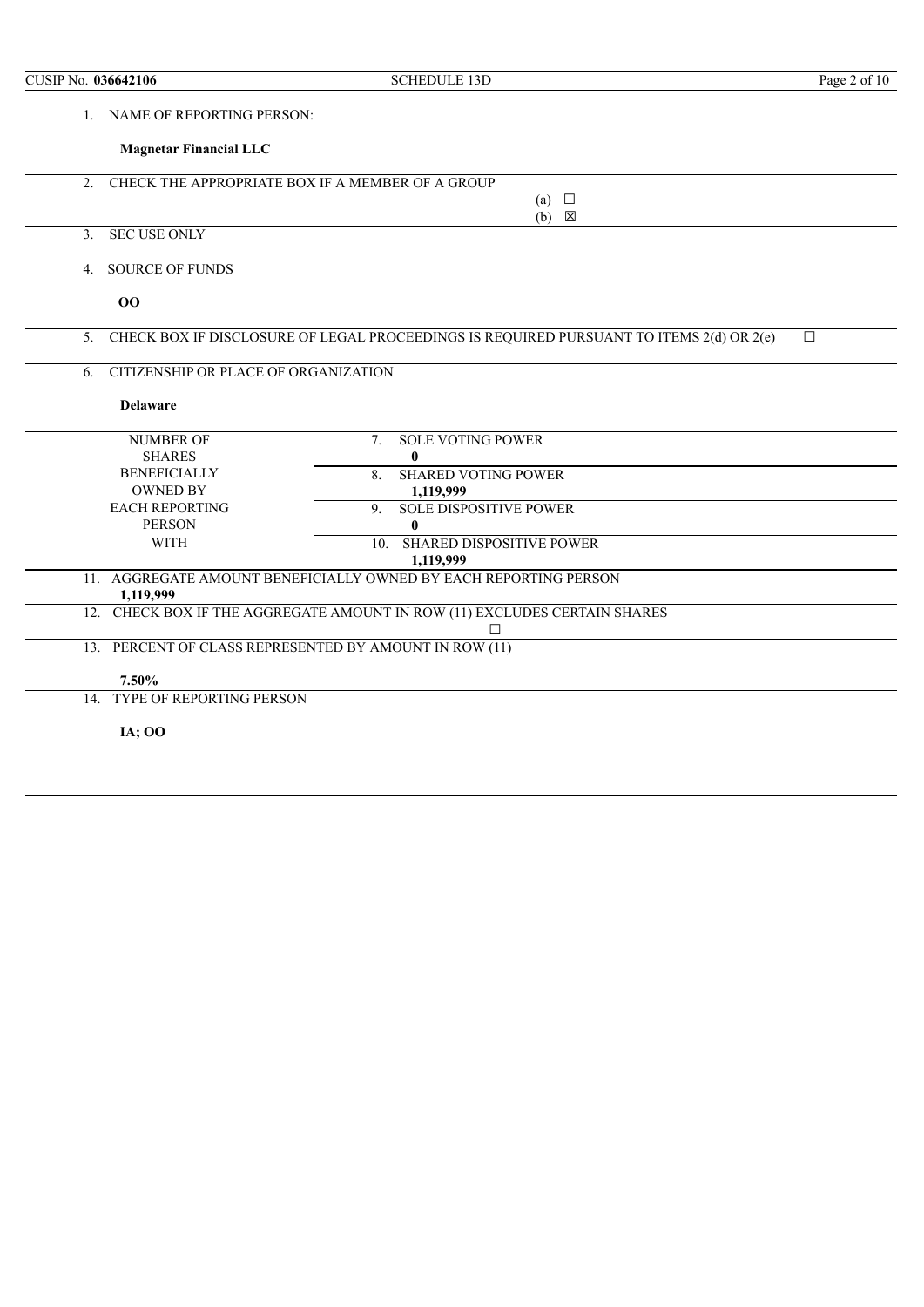CUSIP No. **036642106** SCHEDULE 13D

| | |
|---|---|
| 1. NAME OF REPORTING PERSON: | **Magnetar Financial LLC** |
| 2. CHECK THE APPROPRIATE BOX IF A MEMBER OF A GROUP | (a) ☐ (b) ☒ |
| 3. SEC USE ONLY | |
| 4. SOURCE OF FUNDS | **OO** |
| 5. CHECK BOX IF DISCLOSURE OF LEGAL PROCEEDINGS IS REQUIRED PURSUANT TO ITEMS 2(d) OR 2(e) | ☐ |
| 6. CITIZENSHIP OR PLACE OF ORGANIZATION | **Delaware** |
| NUMBER OF SHARES BENEFICIALLY OWNED BY EACH REPORTING PERSON WITH | 7. SOLE VOTING POWER **0** |
| | 8. SHARED VOTING POWER **1,119,999** |
| | 9. SOLE DISPOSITIVE POWER **0** |
| | 10. SHARED DISPOSITIVE POWER **1,119,999** |
| 11. AGGREGATE AMOUNT BENEFICIALLY OWNED BY EACH REPORTING PERSON | **1,119,999** |
| 12. CHECK BOX IF THE AGGREGATE AMOUNT IN ROW (11) EXCLUDES CERTAIN SHARES | ☐ |
| 13. PERCENT OF CLASS REPRESENTED BY AMOUNT IN ROW (11) | **7.50%** |
| 14. TYPE OF REPORTING PERSON | **IA; OO** |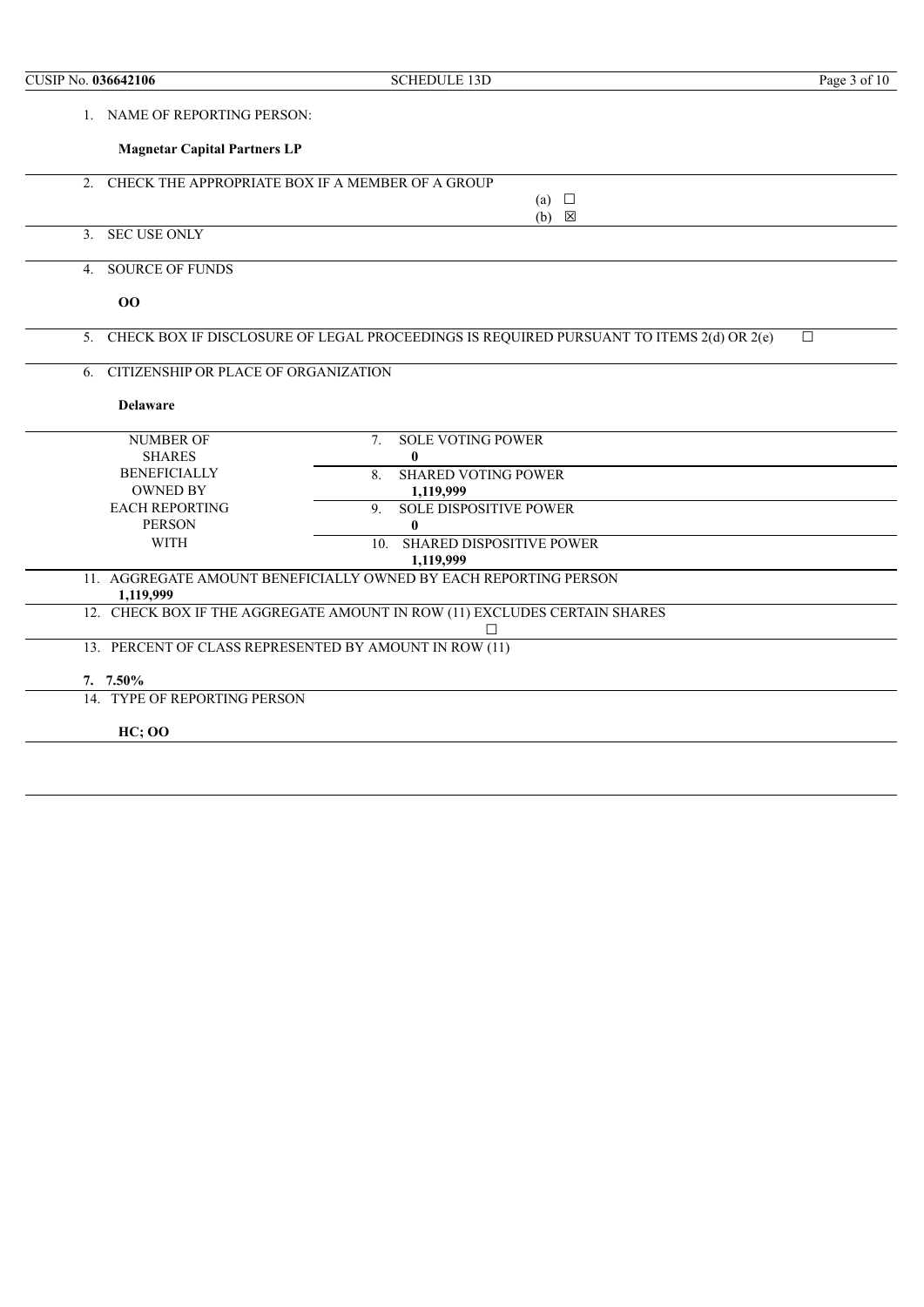| | |
|---|---|
| 1. NAME OF REPORTING PERSON: **Magnetar Capital Partners LP** | |
| 2. CHECK THE APPROPRIATE BOX IF A MEMBER OF A GROUP | (a) ☐ (b) ☒ |
| 3. SEC USE ONLY | |
| 4. SOURCE OF FUNDS **OO** | |
| 5. CHECK BOX IF DISCLOSURE OF LEGAL PROCEEDINGS IS REQUIRED PURSUANT TO ITEMS 2(d) OR 2(e) | ☐ |
| 6. CITIZENSHIP OR PLACE OF ORGANIZATION **Delaware** | |

| NUMBER OF SHARES BENEFICIALLY OWNED BY EACH REPORTING PERSON WITH | |
|---|---|
| | 7. SOLE VOTING POWER **0** |
| | 8. SHARED VOTING POWER **1,119,999** |
| | 9. SOLE DISPOSITIVE POWER **0** |
| | 10. SHARED DISPOSITIVE POWER **1,119,999** |

| | |
|---|---|
| 11. AGGREGATE AMOUNT BENEFICIALLY OWNED BY EACH REPORTING PERSON **1,119,999** | |
| 12. CHECK BOX IF THE AGGREGATE AMOUNT IN ROW (11) EXCLUDES CERTAIN SHARES | ☐ |
| 13. PERCENT OF CLASS REPRESENTED BY AMOUNT IN ROW (11) **7. 7.50%** | |
| 14. TYPE OF REPORTING PERSON **HC; OO** | |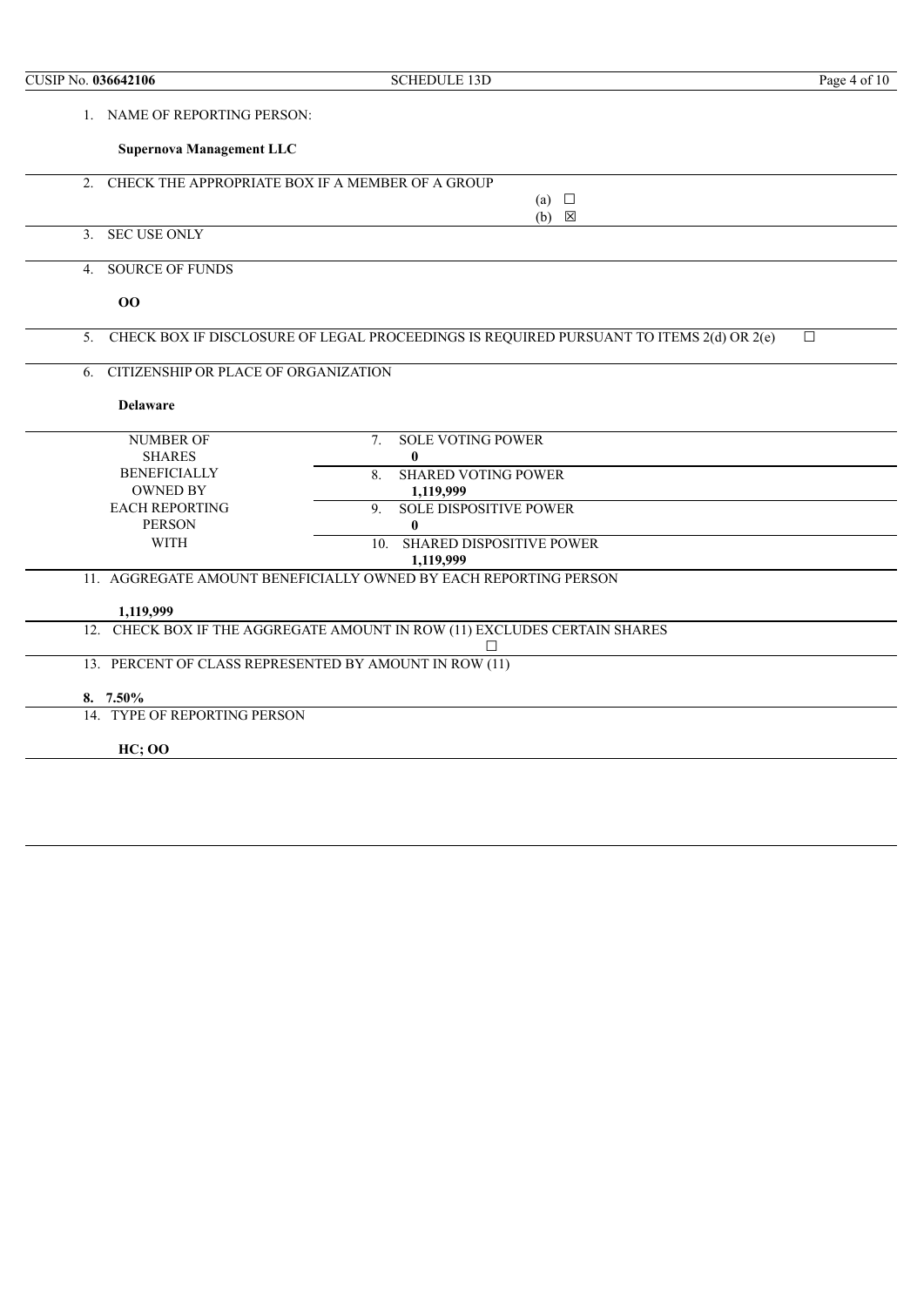CUSIP No. **036642106**

SCHEDULE 13D

| | |
|---|---|
| 1. NAME OF REPORTING PERSON: **Supernova Management LLC** | |
| 2. CHECK THE APPROPRIATE BOX IF A MEMBER OF A GROUP | (a) ☐ (b) ☒ |
| 3. SEC USE ONLY | |
| 4. SOURCE OF FUNDS **OO** | |
| 5. CHECK BOX IF DISCLOSURE OF LEGAL PROCEEDINGS IS REQUIRED PURSUANT TO ITEMS 2(d) OR 2(e) | ☐ |
| 6. CITIZENSHIP OR PLACE OF ORGANIZATION **Delaware** | |

| NUMBER OF SHARES BENEFICIALLY OWNED BY EACH REPORTING PERSON WITH | |
|---|---|
| | 7. SOLE VOTING POWER **0** |
| | 8. SHARED VOTING POWER **1,119,999** |
| | 9. SOLE DISPOSITIVE POWER **0** |
| | 10. SHARED DISPOSITIVE POWER **1,119,999** |

| | |
|---|---|
| 11. AGGREGATE AMOUNT BENEFICIALLY OWNED BY EACH REPORTING PERSON **1,119,999** | |
| 12. CHECK BOX IF THE AGGREGATE AMOUNT IN ROW (11) EXCLUDES CERTAIN SHARES | ☐ |
| 13. PERCENT OF CLASS REPRESENTED BY AMOUNT IN ROW (11) **8. 7.50%** | |
| 14. TYPE OF REPORTING PERSON **HC; OO** | |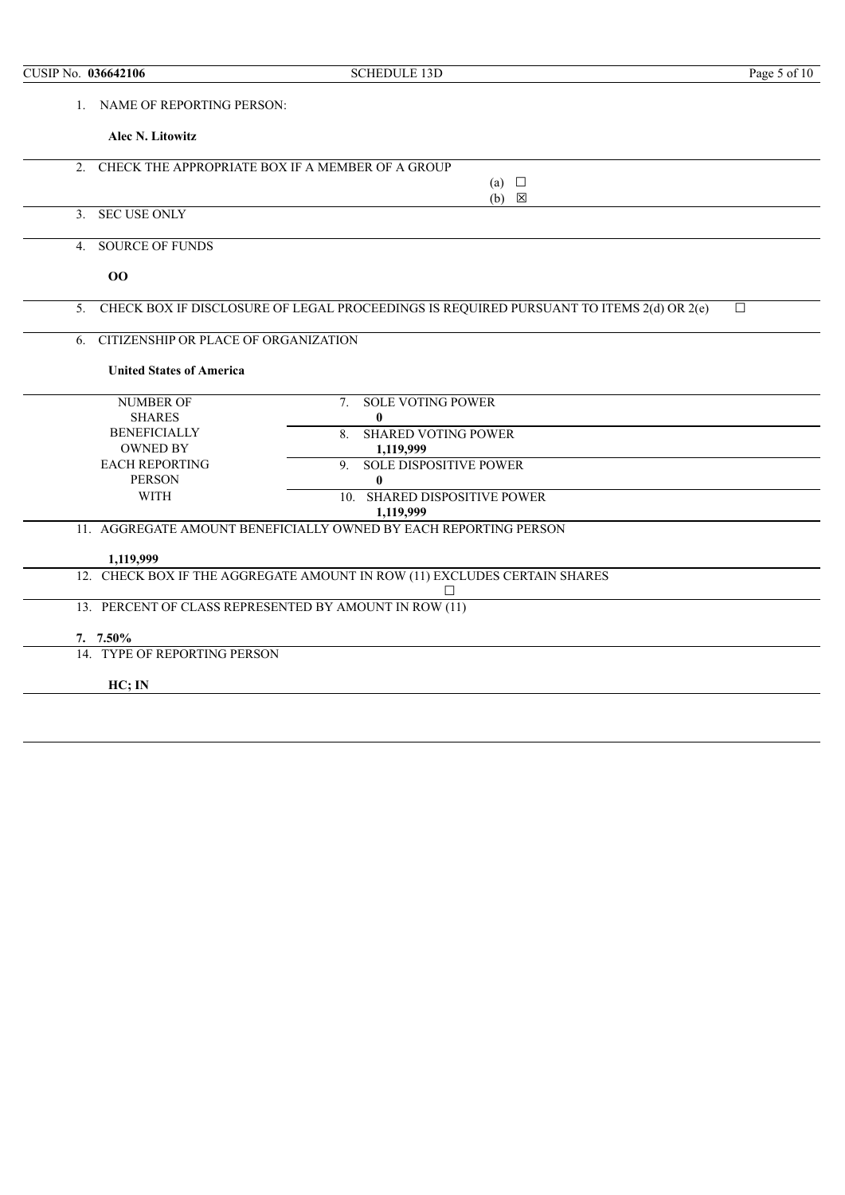| | |
|---|---|
| 1. NAME OF REPORTING PERSON:<br><br>**Alec N. Litowitz** | |
| 2. CHECK THE APPROPRIATE BOX IF A MEMBER OF A GROUP | (a) ☐<br>(b) ☒ |
| 3. SEC USE ONLY | |
| 4. SOURCE OF FUNDS<br><br>**OO** | |
| 5. CHECK BOX IF DISCLOSURE OF LEGAL PROCEEDINGS IS REQUIRED PURSUANT TO ITEMS 2(d) OR 2(e) | ☐ |
| 6. CITIZENSHIP OR PLACE OF ORGANIZATION<br><br>**United States of America** | |

| NUMBER OF SHARES BENEFICIALLY OWNED BY EACH REPORTING PERSON WITH | |
|---|---|
| | 7. SOLE VOTING POWER<br>**0** |
| | 8. SHARED VOTING POWER<br>**1,119,999** |
| | 9. SOLE DISPOSITIVE POWER<br>**0** |
| | 10. SHARED DISPOSITIVE POWER<br>**1,119,999** |

| | |
|---|---|
| 11. AGGREGATE AMOUNT BENEFICIALLY OWNED BY EACH REPORTING PERSON<br><br>**1,119,999** | |
| 12. CHECK BOX IF THE AGGREGATE AMOUNT IN ROW (11) EXCLUDES CERTAIN SHARES | ☐ |
| 13. PERCENT OF CLASS REPRESENTED BY AMOUNT IN ROW (11)<br><br>**7. 7.50%** | |
| 14. TYPE OF REPORTING PERSON<br><br>**HC; IN** | |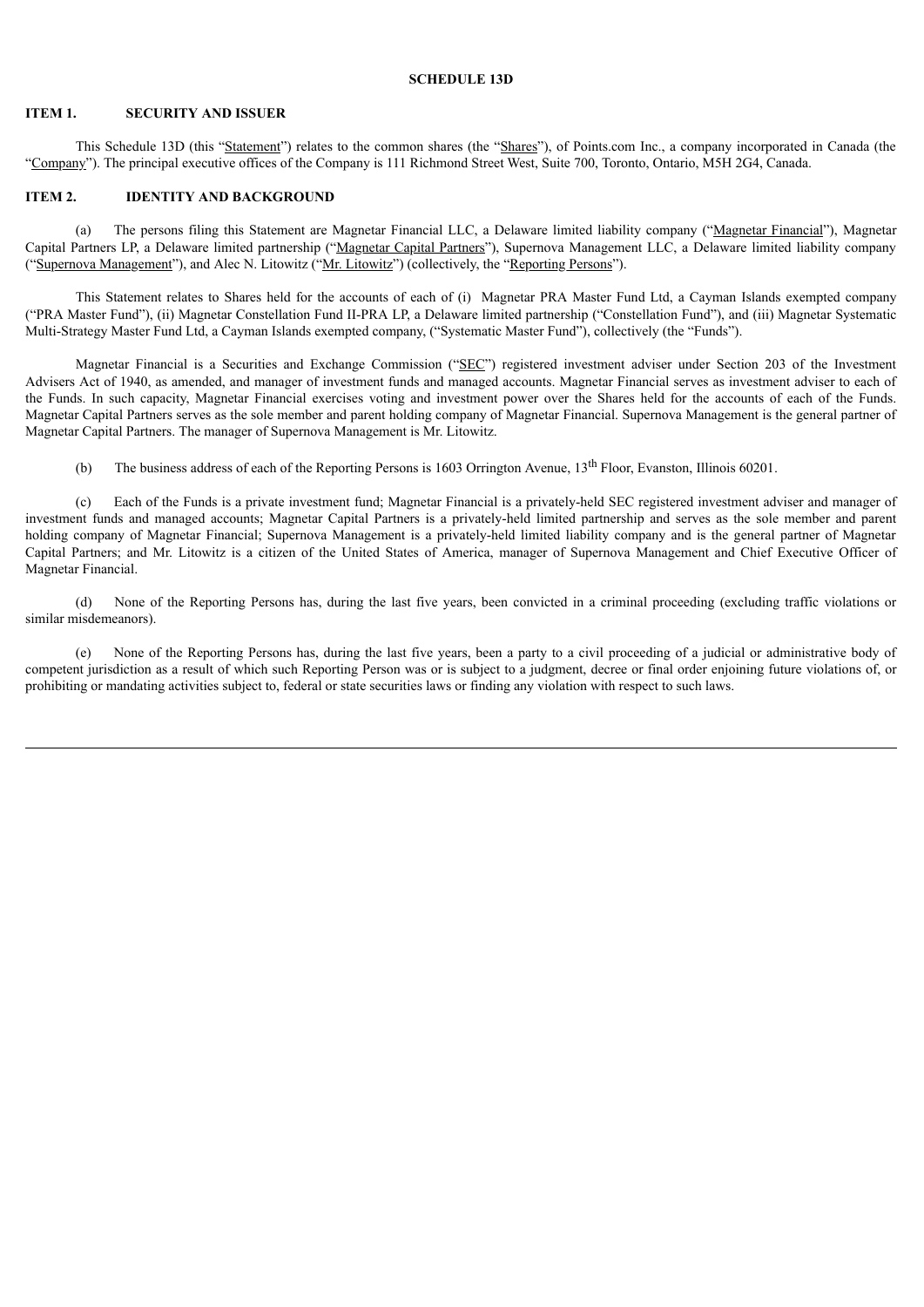# SCHEDULE 13D

## ITEM 1. SECURITY AND ISSUER

This Schedule 13D (this "Statement") relates to the common shares (the "Shares"), of Points.com Inc., a company incorporated in Canada (the "Company"). The principal executive offices of the Company is 111 Richmond Street West, Suite 700, Toronto, Ontario, M5H 2G4, Canada.

## ITEM 2. IDENTITY AND BACKGROUND

(a) The persons filing this Statement are Magnetar Financial LLC, a Delaware limited liability company ("Magnetar Financial"), Magnetar Capital Partners LP, a Delaware limited partnership ("Magnetar Capital Partners"), Supernova Management LLC, a Delaware limited liability company ("Supernova Management"), and Alec N. Litowitz ("Mr. Litowitz") (collectively, the "Reporting Persons").

This Statement relates to Shares held for the accounts of each of (i) Magnetar PRA Master Fund Ltd, a Cayman Islands exempted company ("PRA Master Fund"), (ii) Magnetar Constellation Fund II-PRA LP, a Delaware limited partnership ("Constellation Fund"), and (iii) Magnetar Systematic Multi-Strategy Master Fund Ltd, a Cayman Islands exempted company, ("Systematic Master Fund"), collectively (the "Funds").

Magnetar Financial is a Securities and Exchange Commission ("SEC") registered investment adviser under Section 203 of the Investment Advisers Act of 1940, as amended, and manager of investment funds and managed accounts. Magnetar Financial serves as investment adviser to each of the Funds. In such capacity, Magnetar Financial exercises voting and investment power over the Shares held for the accounts of each of the Funds. Magnetar Capital Partners serves as the sole member and parent holding company of Magnetar Financial. Supernova Management is the general partner of Magnetar Capital Partners. The manager of Supernova Management is Mr. Litowitz.

(b) The business address of each of the Reporting Persons is 1603 Orrington Avenue, 13th Floor, Evanston, Illinois 60201.

(c) Each of the Funds is a private investment fund; Magnetar Financial is a privately-held SEC registered investment adviser and manager of investment funds and managed accounts; Magnetar Capital Partners is a privately-held limited partnership and serves as the sole member and parent holding company of Magnetar Financial; Supernova Management is a privately-held limited liability company and is the general partner of Magnetar Capital Partners; and Mr. Litowitz is a citizen of the United States of America, manager of Supernova Management and Chief Executive Officer of Magnetar Financial.

(d) None of the Reporting Persons has, during the last five years, been convicted in a criminal proceeding (excluding traffic violations or similar misdemeanors).

(e) None of the Reporting Persons has, during the last five years, been a party to a civil proceeding of a judicial or administrative body of competent jurisdiction as a result of which such Reporting Person was or is subject to a judgment, decree or final order enjoining future violations of, or prohibiting or mandating activities subject to, federal or state securities laws or finding any violation with respect to such laws.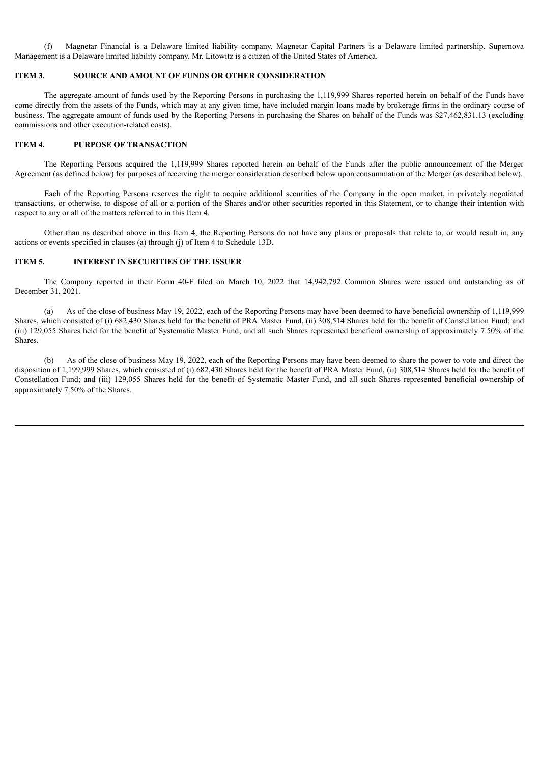(f) Magnetar Financial is a Delaware limited liability company. Magnetar Capital Partners is a Delaware limited partnership. Supernova Management is a Delaware limited liability company. Mr. Litowitz is a citizen of the United States of America.

## ITEM 3. SOURCE AND AMOUNT OF FUNDS OR OTHER CONSIDERATION

The aggregate amount of funds used by the Reporting Persons in purchasing the 1,119,999 Shares reported herein on behalf of the Funds have come directly from the assets of the Funds, which may at any given time, have included margin loans made by brokerage firms in the ordinary course of business. The aggregate amount of funds used by the Reporting Persons in purchasing the Shares on behalf of the Funds was $27,462,831.13 (excluding commissions and other execution-related costs).

## ITEM 4. PURPOSE OF TRANSACTION

The Reporting Persons acquired the 1,119,999 Shares reported herein on behalf of the Funds after the public announcement of the Merger Agreement (as defined below) for purposes of receiving the merger consideration described below upon consummation of the Merger (as described below).

Each of the Reporting Persons reserves the right to acquire additional securities of the Company in the open market, in privately negotiated transactions, or otherwise, to dispose of all or a portion of the Shares and/or other securities reported in this Statement, or to change their intention with respect to any or all of the matters referred to in this Item 4.

Other than as described above in this Item 4, the Reporting Persons do not have any plans or proposals that relate to, or would result in, any actions or events specified in clauses (a) through (j) of Item 4 to Schedule 13D.

## ITEM 5. INTEREST IN SECURITIES OF THE ISSUER

The Company reported in their Form 40-F filed on March 10, 2022 that 14,942,792 Common Shares were issued and outstanding as of December 31, 2021.

(a) As of the close of business May 19, 2022, each of the Reporting Persons may have been deemed to have beneficial ownership of 1,119,999 Shares, which consisted of (i) 682,430 Shares held for the benefit of PRA Master Fund, (ii) 308,514 Shares held for the benefit of Constellation Fund; and (iii) 129,055 Shares held for the benefit of Systematic Master Fund, and all such Shares represented beneficial ownership of approximately 7.50% of the Shares.

(b) As of the close of business May 19, 2022, each of the Reporting Persons may have been deemed to share the power to vote and direct the disposition of 1,199,999 Shares, which consisted of (i) 682,430 Shares held for the benefit of PRA Master Fund, (ii) 308,514 Shares held for the benefit of Constellation Fund; and (iii) 129,055 Shares held for the benefit of Systematic Master Fund, and all such Shares represented beneficial ownership of approximately 7.50% of the Shares.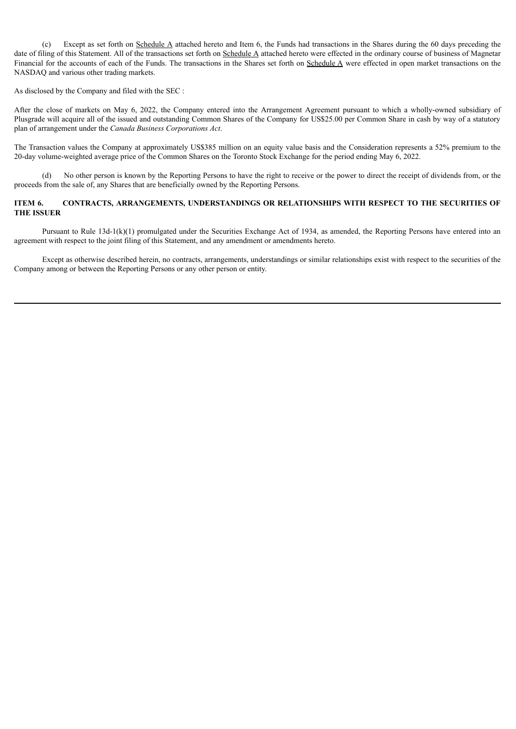(c) Except as set forth on Schedule A attached hereto and Item 6, the Funds had transactions in the Shares during the 60 days preceding the date of filing of this Statement. All of the transactions set forth on Schedule A attached hereto were effected in the ordinary course of business of Magnetar Financial for the accounts of each of the Funds. The transactions in the Shares set forth on Schedule A were effected in open market transactions on the NASDAQ and various other trading markets.

As disclosed by the Company and filed with the SEC :

After the close of markets on May 6, 2022, the Company entered into the Arrangement Agreement pursuant to which a wholly-owned subsidiary of Plusgrade will acquire all of the issued and outstanding Common Shares of the Company for US$25.00 per Common Share in cash by way of a statutory plan of arrangement under the *Canada Business Corporations Act*.

The Transaction values the Company at approximately US$385 million on an equity value basis and the Consideration represents a 52% premium to the 20-day volume-weighted average price of the Common Shares on the Toronto Stock Exchange for the period ending May 6, 2022.

(d) No other person is known by the Reporting Persons to have the right to receive or the power to direct the receipt of dividends from, or the proceeds from the sale of, any Shares that are beneficially owned by the Reporting Persons.

## ITEM 6. CONTRACTS, ARRANGEMENTS, UNDERSTANDINGS OR RELATIONSHIPS WITH RESPECT TO THE SECURITIES OF THE ISSUER

Pursuant to Rule 13d-1(k)(1) promulgated under the Securities Exchange Act of 1934, as amended, the Reporting Persons have entered into an agreement with respect to the joint filing of this Statement, and any amendment or amendments hereto.

Except as otherwise described herein, no contracts, arrangements, understandings or similar relationships exist with respect to the securities of the Company among or between the Reporting Persons or any other person or entity.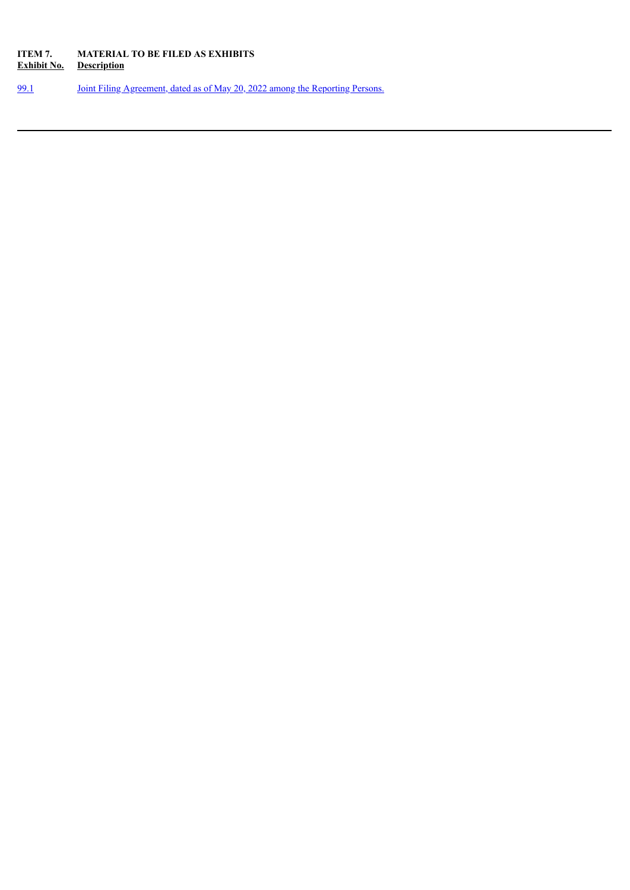**ITEM 7. MATERIAL TO BE FILED AS EXHIBITS**

| Exhibit No. | Description |
| --- | --- |
| 99.1 | Joint Filing Agreement, dated as of May 20, 2022 among the Reporting Persons. |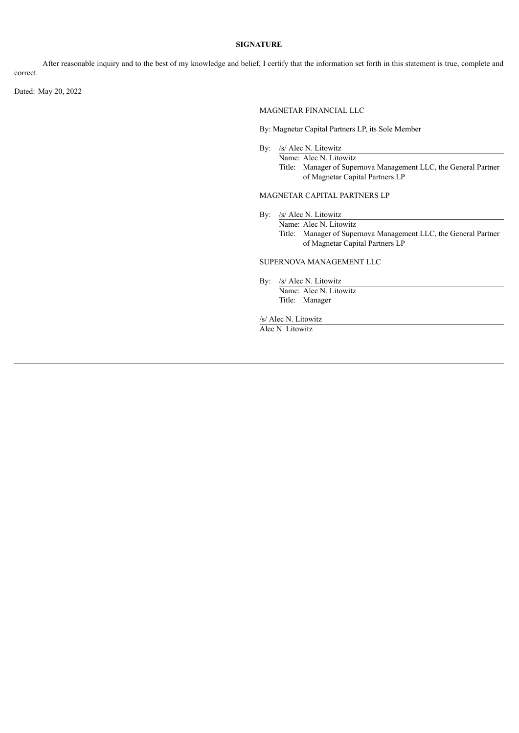**SIGNATURE**

After reasonable inquiry and to the best of my knowledge and belief, I certify that the information set forth in this statement is true, complete and correct.

Dated: May 20, 2022

MAGNETAR FINANCIAL LLC

By: Magnetar Capital Partners LP, its Sole Member

By: /s/ Alec N. Litowitz
Name: Alec N. Litowitz
Title: Manager of Supernova Management LLC, the General Partner of Magnetar Capital Partners LP

MAGNETAR CAPITAL PARTNERS LP

By: /s/ Alec N. Litowitz
Name: Alec N. Litowitz
Title: Manager of Supernova Management LLC, the General Partner of Magnetar Capital Partners LP

SUPERNOVA MANAGEMENT LLC

By: /s/ Alec N. Litowitz
Name: Alec N. Litowitz
Title: Manager

/s/ Alec N. Litowitz
Alec N. Litowitz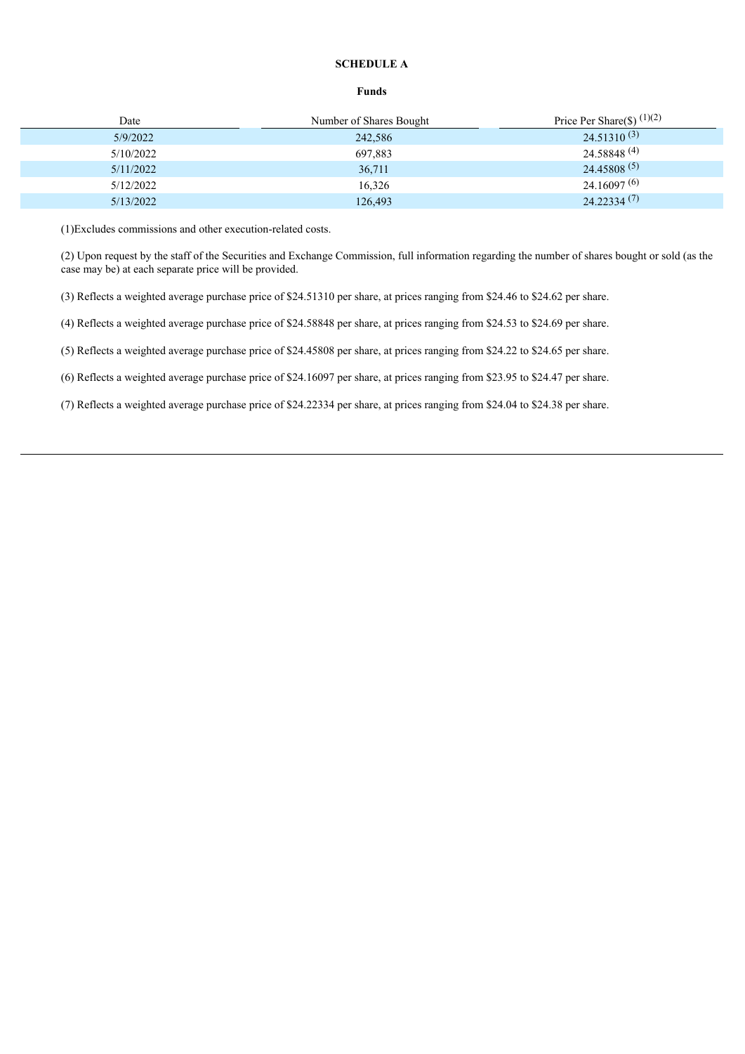**SCHEDULE A**

**Funds**

| Date | Number of Shares Bought | Price Per Share($) [1][2] |
|---|---|---|
| 5/9/2022 | 242,586 | 24.51310 [3] |
| 5/10/2022 | 697,883 | 24.58848 [4] |
| 5/11/2022 | 36,711 | 24.45808 [5] |
| 5/12/2022 | 16,326 | 24.16097 [6] |
| 5/13/2022 | 126,493 | 24.22334 [7] |

(1)Excludes commissions and other execution-related costs.

(2) Upon request by the staff of the Securities and Exchange Commission, full information regarding the number of shares bought or sold (as the case may be) at each separate price will be provided.

(3) Reflects a weighted average purchase price of $24.51310 per share, at prices ranging from $24.46 to $24.62 per share.

(4) Reflects a weighted average purchase price of $24.58848 per share, at prices ranging from $24.53 to $24.69 per share.

(5) Reflects a weighted average purchase price of $24.45808 per share, at prices ranging from $24.22 to $24.65 per share.

(6) Reflects a weighted average purchase price of $24.16097 per share, at prices ranging from $23.95 to $24.47 per share.

(7) Reflects a weighted average purchase price of $24.22334 per share, at prices ranging from $24.04 to $24.38 per share.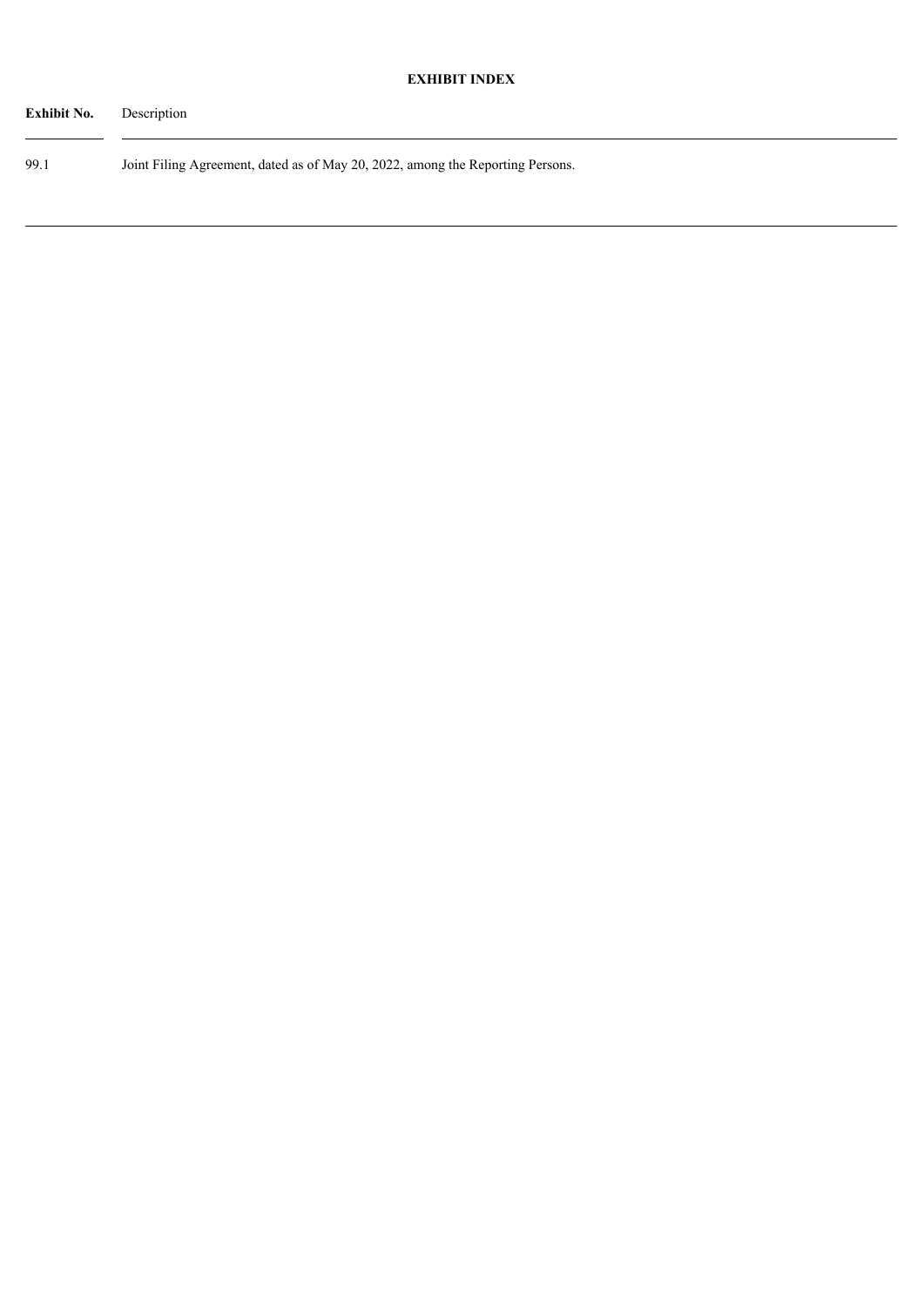**EXHIBIT INDEX**

| **Exhibit No.** | Description |
| --- | --- |
| 99.1 | Joint Filing Agreement, dated as of May 20, 2022, among the Reporting Persons. |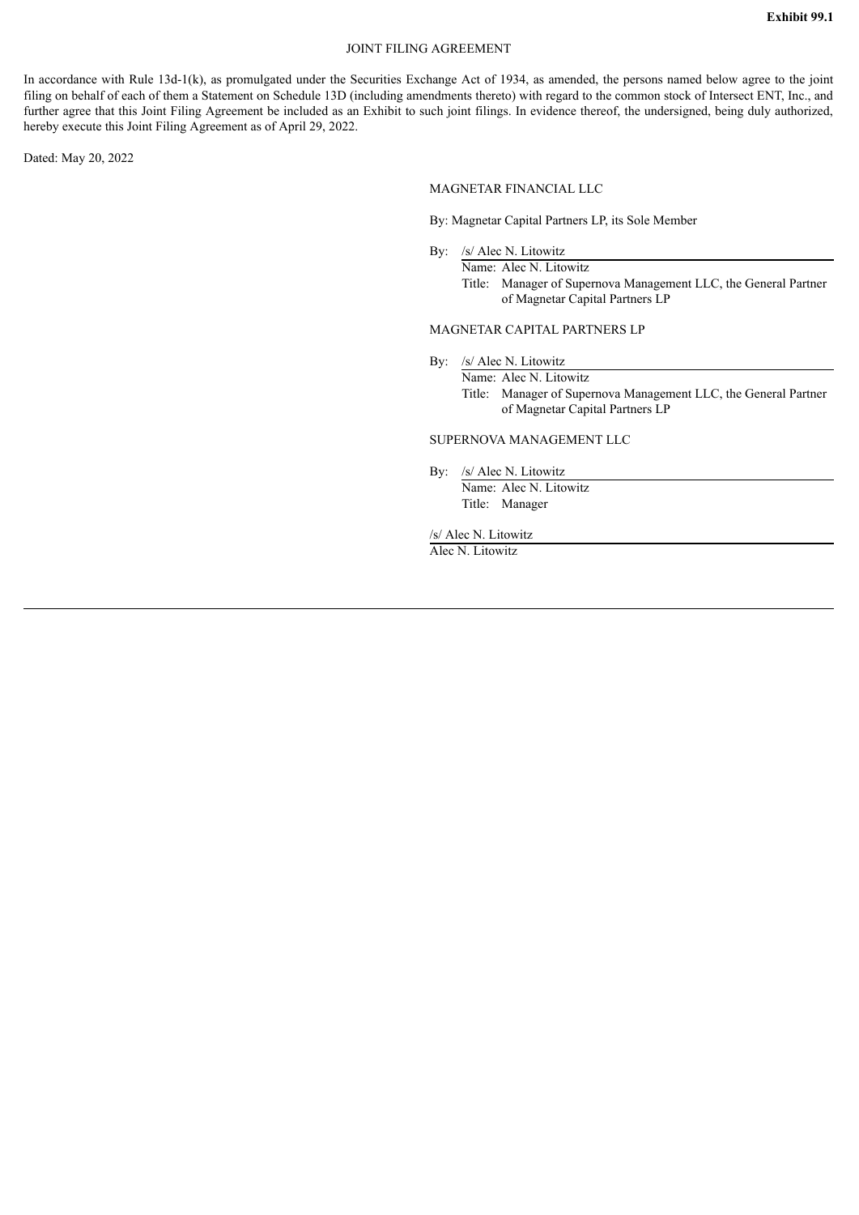**Exhibit 99.1**

JOINT FILING AGREEMENT

In accordance with Rule 13d-1(k), as promulgated under the Securities Exchange Act of 1934, as amended, the persons named below agree to the joint filing on behalf of each of them a Statement on Schedule 13D (including amendments thereto) with regard to the common stock of Intersect ENT, Inc., and further agree that this Joint Filing Agreement be included as an Exhibit to such joint filings. In evidence thereof, the undersigned, being duly authorized, hereby execute this Joint Filing Agreement as of April 29, 2022.

Dated: May 20, 2022

MAGNETAR FINANCIAL LLC

By: Magnetar Capital Partners LP, its Sole Member

By: /s/ Alec N. Litowitz
Name: Alec N. Litowitz
Title: Manager of Supernova Management LLC, the General Partner of Magnetar Capital Partners LP

MAGNETAR CAPITAL PARTNERS LP

By: /s/ Alec N. Litowitz
Name: Alec N. Litowitz
Title: Manager of Supernova Management LLC, the General Partner of Magnetar Capital Partners LP

SUPERNOVA MANAGEMENT LLC

By: /s/ Alec N. Litowitz
Name: Alec N. Litowitz
Title: Manager

/s/ Alec N. Litowitz
Alec N. Litowitz